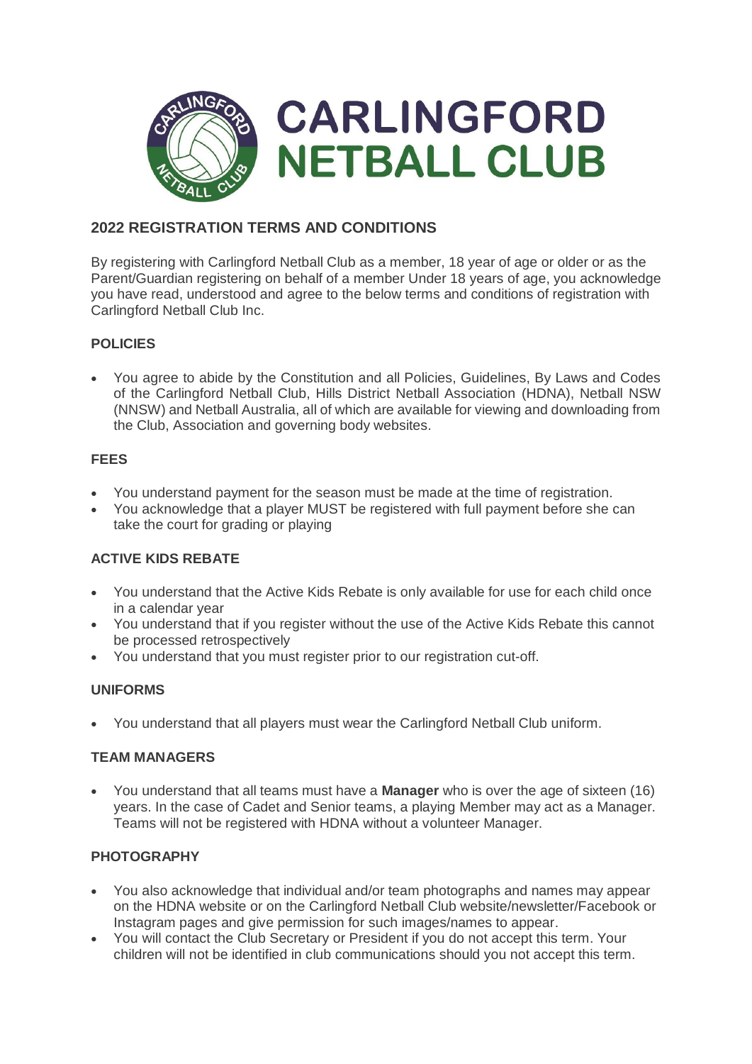# CARLINGFORD NETBALL CLUB

## 2022 REGISTRATION TERMS AND CONDITIONS

By registering with Carlingford Netball Club as a member, 18 year of age or older or as the Parent/Guardian registering on behalf of a member Under 18 years of age, you acknowledge you have read, understood and agree to the below terms and conditions of registration with Carlingford Netball Club Inc.

### POLICIES

- You agree to abide by the Constitution and all Policies, Guidelines, By Laws and Codes of the Carlingford Netball Club, Hills District Netball Association (HDNA), Netball NSW (NNSW) and Netball Australia, all of which are available for viewing and downloading from the Club, Association and governing body websites.

### FEES

- You understand payment for the season must be made at the time of registration.
- You acknowledge that a player MUST be registered with full payment before she can take the court for grading or playing

### ACTIVE KIDS REBATE

- You understand that the Active Kids Rebate is only available for use for each child once in a calendar year
- You understand that if you register without the use of the Active Kids Rebate this cannot be processed retrospectively
- You understand that you must register prior to our registration cut-off.

### UNIFORMS

- You understand that all players must wear the Carlingford Netball Club uniform.

### TEAM MANAGERS

- You understand that all teams must have a **Manager** who is over the age of sixteen (16) years. In the case of Cadet and Senior teams, a playing Member may act as a Manager. Teams will not be registered with HDNA without a volunteer Manager.

### PHOTOGRAPHY

- You also acknowledge that individual and/or team photographs and names may appear on the HDNA website or on the Carlingford Netball Club website/newsletter/Facebook or Instagram pages and give permission for such images/names to appear.
- You will contact the Club Secretary or President if you do not accept this term. Your children will not be identified in club communications should you not accept this term.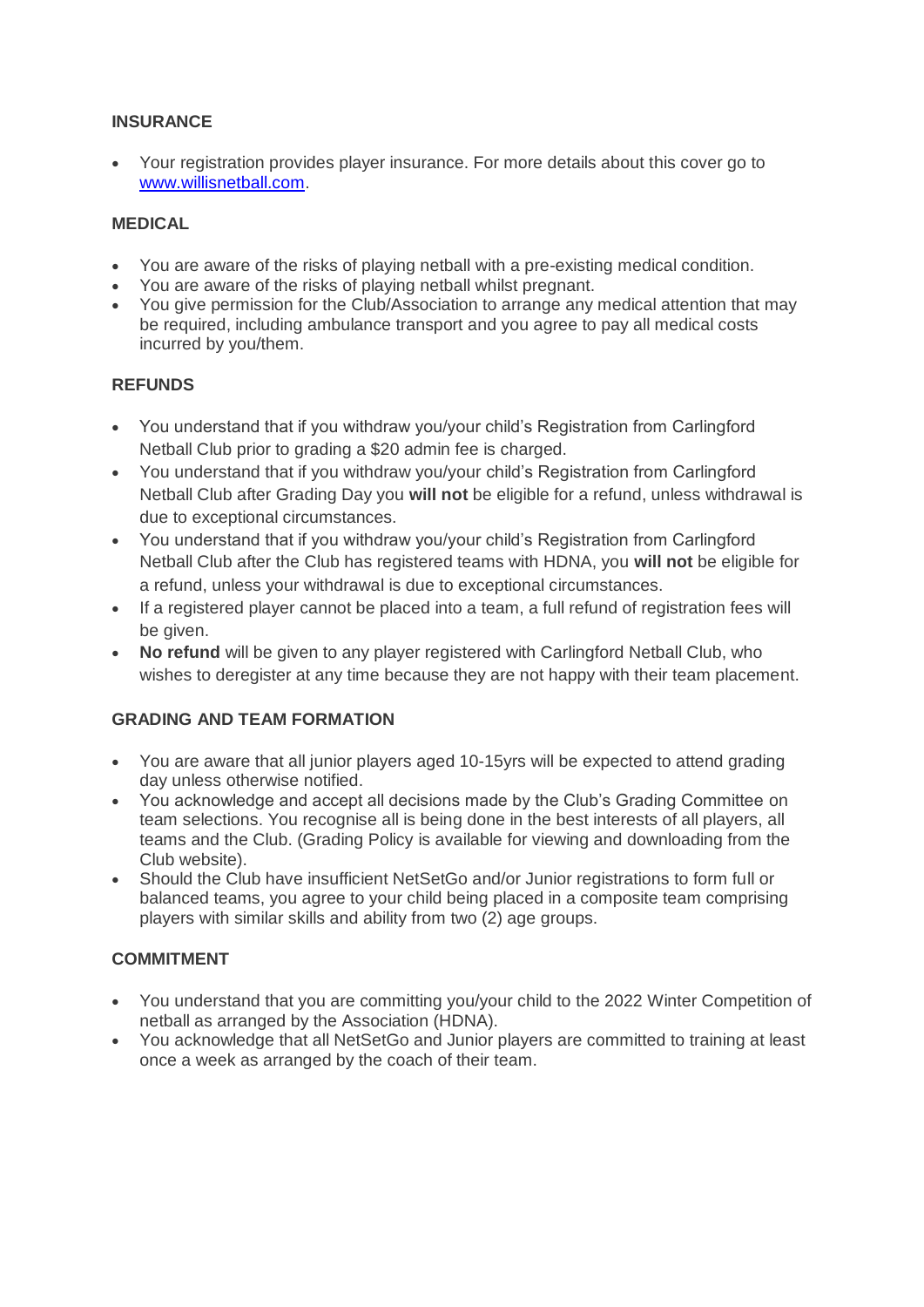**INSURANCE**

- Your registration provides player insurance. For more details about this cover go to [www.willisnetball.com](www.willisnetball.com).

**MEDICAL**

- You are aware of the risks of playing netball with a pre-existing medical condition.
- You are aware of the risks of playing netball whilst pregnant.
- You give permission for the Club/Association to arrange any medical attention that may be required, including ambulance transport and you agree to pay all medical costs incurred by you/them.

**REFUNDS**

- You understand that if you withdraw you/your child's Registration from Carlingford Netball Club prior to grading a $20 admin fee is charged.
- You understand that if you withdraw you/your child's Registration from Carlingford Netball Club after Grading Day you **will not** be eligible for a refund, unless withdrawal is due to exceptional circumstances.
- You understand that if you withdraw you/your child's Registration from Carlingford Netball Club after the Club has registered teams with HDNA, you **will not** be eligible for a refund, unless your withdrawal is due to exceptional circumstances.
- If a registered player cannot be placed into a team, a full refund of registration fees will be given.
- **No refund** will be given to any player registered with Carlingford Netball Club, who wishes to deregister at any time because they are not happy with their team placement.

**GRADING AND TEAM FORMATION**

- You are aware that all junior players aged 10-15yrs will be expected to attend grading day unless otherwise notified.
- You acknowledge and accept all decisions made by the Club's Grading Committee on team selections. You recognise all is being done in the best interests of all players, all teams and the Club. (Grading Policy is available for viewing and downloading from the Club website).
- Should the Club have insufficient NetSetGo and/or Junior registrations to form full or balanced teams, you agree to your child being placed in a composite team comprising players with similar skills and ability from two (2) age groups.

**COMMITMENT**

- You understand that you are committing you/your child to the 2022 Winter Competition of netball as arranged by the Association (HDNA).
- You acknowledge that all NetSetGo and Junior players are committed to training at least once a week as arranged by the coach of their team.